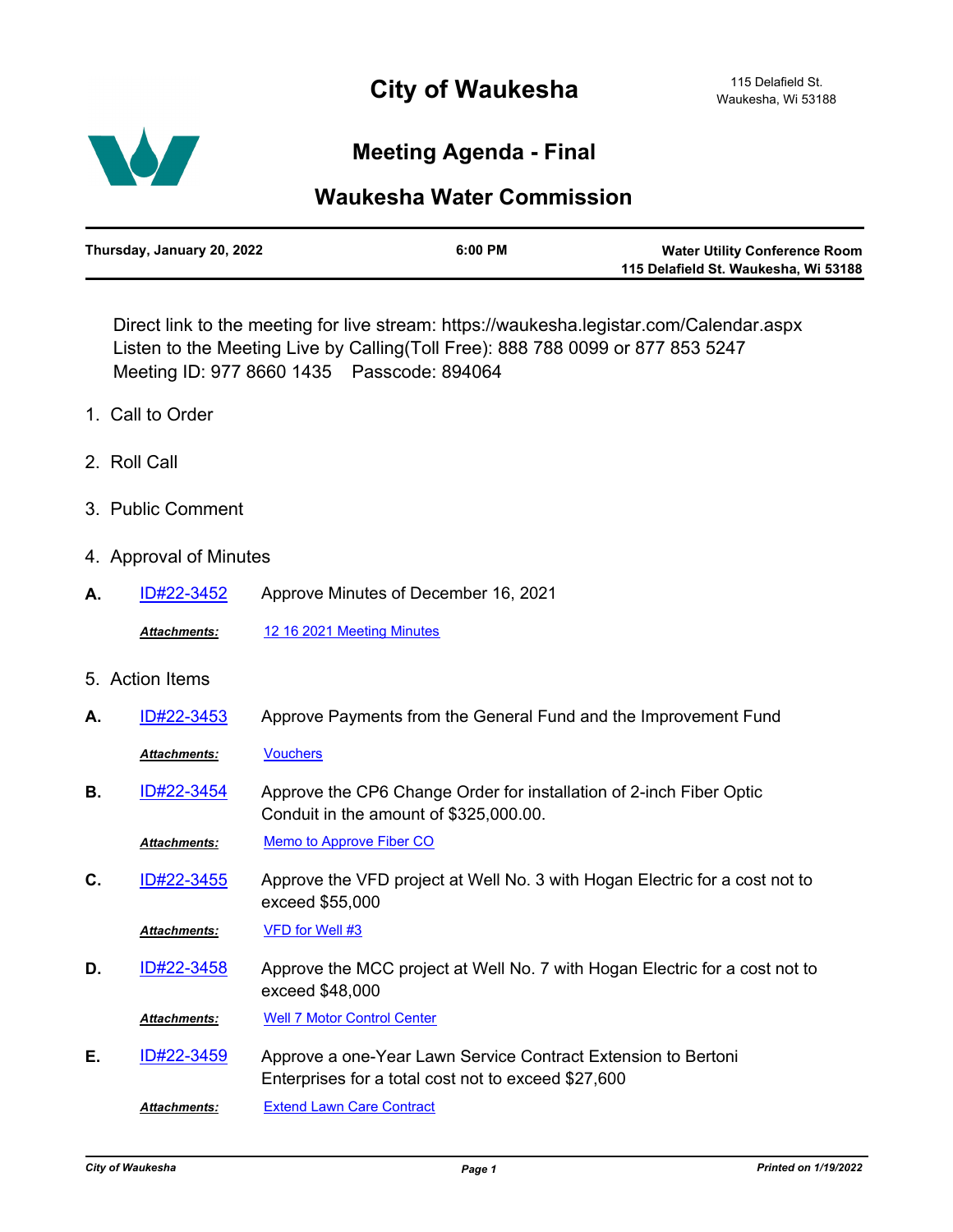# City of Waukesha

115 Delafield St.
Waukesha, Wi 53188

## Meeting Agenda - Final

## Waukesha Water Commission

**Thursday, January 20, 2022** | **6:00 PM** | **Water Utility Conference Room, 115 Delafield St. Waukesha, Wi 53188**

Direct link to the meeting for live stream: https://waukesha.legistar.com/Calendar.aspx
Listen to the Meeting Live by Calling(Toll Free): 888 788 0099 or 877 853 5247
Meeting ID: 977 8660 1435 Passcode: 894064

1. Call to Order

2. Roll Call

3. Public Comment

4. Approval of Minutes

**A.** ID#22-3452 Approve Minutes of December 16, 2021

*Attachments:* 12 16 2021 Meeting Minutes

5. Action Items

**A.** ID#22-3453 Approve Payments from the General Fund and the Improvement Fund

*Attachments:* Vouchers

**B.** ID#22-3454 Approve the CP6 Change Order for installation of 2-inch Fiber Optic Conduit in the amount of $325,000.00.

*Attachments:* Memo to Approve Fiber CO

**C.** ID#22-3455 Approve the VFD project at Well No. 3 with Hogan Electric for a cost not to exceed $55,000

*Attachments:* VFD for Well #3

**D.** ID#22-3458 Approve the MCC project at Well No. 7 with Hogan Electric for a cost not to exceed $48,000

*Attachments:* Well 7 Motor Control Center

**E.** ID#22-3459 Approve a one-Year Lawn Service Contract Extension to Bertoni Enterprises for a total cost not to exceed $27,600

*Attachments:* Extend Lawn Care Contract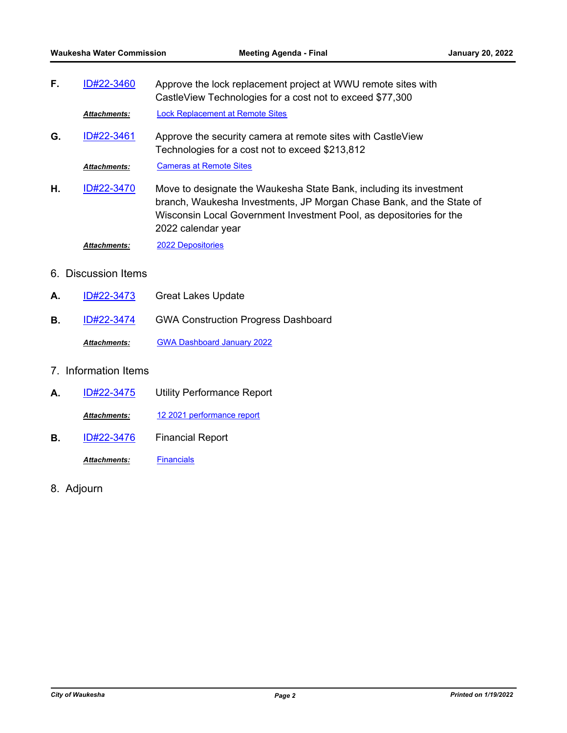**F.** ID#22-3460 Approve the lock replacement project at WWU remote sites with CastleView Technologies for a cost not to exceed $77,300

***Attachments:*** Lock Replacement at Remote Sites

**G.** ID#22-3461 Approve the security camera at remote sites with CastleView Technologies for a cost not to exceed $213,812

***Attachments:*** Cameras at Remote Sites

**H.** ID#22-3470 Move to designate the Waukesha State Bank, including its investment branch, Waukesha Investments, JP Morgan Chase Bank, and the State of Wisconsin Local Government Investment Pool, as depositories for the 2022 calendar year

***Attachments:*** 2022 Depositories

## 6. Discussion Items

**A.** ID#22-3473 Great Lakes Update

**B.** ID#22-3474 GWA Construction Progress Dashboard

***Attachments:*** GWA Dashboard January 2022

## 7. Information Items

**A.** ID#22-3475 Utility Performance Report

***Attachments:*** 12 2021 performance report

**B.** ID#22-3476 Financial Report

***Attachments:*** Financials

## 8. Adjourn